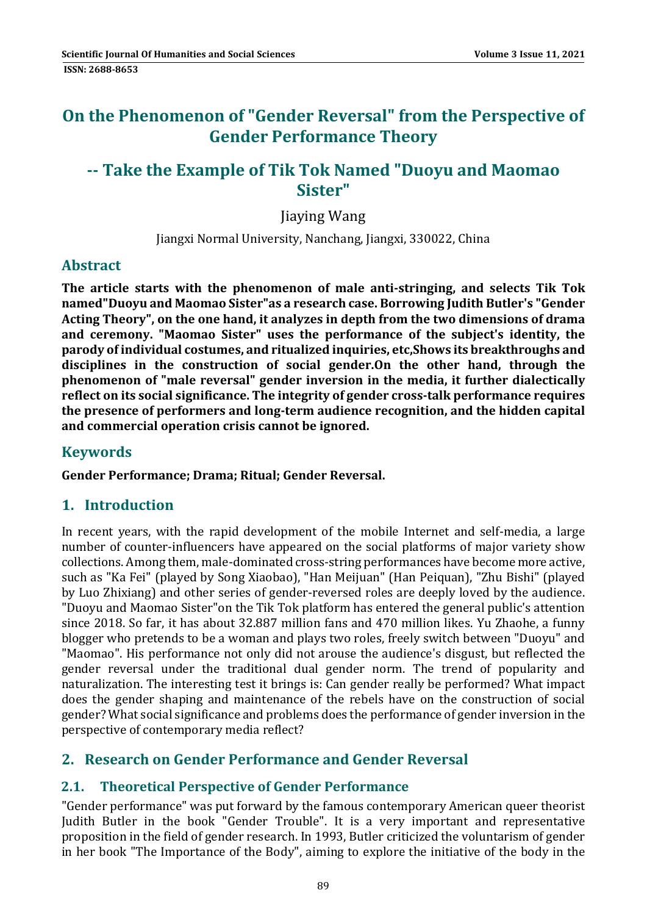# On the Phenomenon of "Gender Reversal" from the Perspective of Gender Performance Theory

## -- Take the Example of Tik Tok Named "Duoyu and Maomao Sister"

Jiaying Wang

Jiangxi Normal University, Nanchang, Jiangxi, 330022, China

## Abstract

**The article starts with the phenomenon of male anti-stringing, and selects Tik Tok named"Duoyu and Maomao Sister"as a research case. Borrowing Judith Butler's "Gender Acting Theory", on the one hand, it analyzes in depth from the two dimensions of drama and ceremony. "Maomao Sister" uses the performance of the subject's identity, the parody of individual costumes, and ritualized inquiries, etc,Shows its breakthroughs and disciplines in the construction of social gender.On the other hand, through the phenomenon of "male reversal" gender inversion in the media, it further dialectically reflect on its social significance. The integrity of gender cross-talk performance requires the presence of performers and long-term audience recognition, and the hidden capital and commercial operation crisis cannot be ignored.**

## Keywords

**Gender Performance; Drama; Ritual; Gender Reversal.**

## 1. Introduction

In recent years, with the rapid development of the mobile Internet and self-media, a large number of counter-influencers have appeared on the social platforms of major variety show collections. Among them, male-dominated cross-string performances have become more active, such as "Ka Fei" (played by Song Xiaobao), "Han Meijuan" (Han Peiquan), "Zhu Bishi" (played by Luo Zhixiang) and other series of gender-reversed roles are deeply loved by the audience. "Duoyu and Maomao Sister"on the Tik Tok platform has entered the general public's attention since 2018. So far, it has about 32.887 million fans and 470 million likes. Yu Zhaohe, a funny blogger who pretends to be a woman and plays two roles, freely switch between "Duoyu" and "Maomao". His performance not only did not arouse the audience's disgust, but reflected the gender reversal under the traditional dual gender norm. The trend of popularity and naturalization. The interesting test it brings is: Can gender really be performed? What impact does the gender shaping and maintenance of the rebels have on the construction of social gender? What social significance and problems does the performance of gender inversion in the perspective of contemporary media reflect?

## 2. Research on Gender Performance and Gender Reversal

### 2.1. Theoretical Perspective of Gender Performance

"Gender performance" was put forward by the famous contemporary American queer theorist Judith Butler in the book "Gender Trouble". It is a very important and representative proposition in the field of gender research. In 1993, Butler criticized the voluntarism of gender in her book "The Importance of the Body", aiming to explore the initiative of the body in the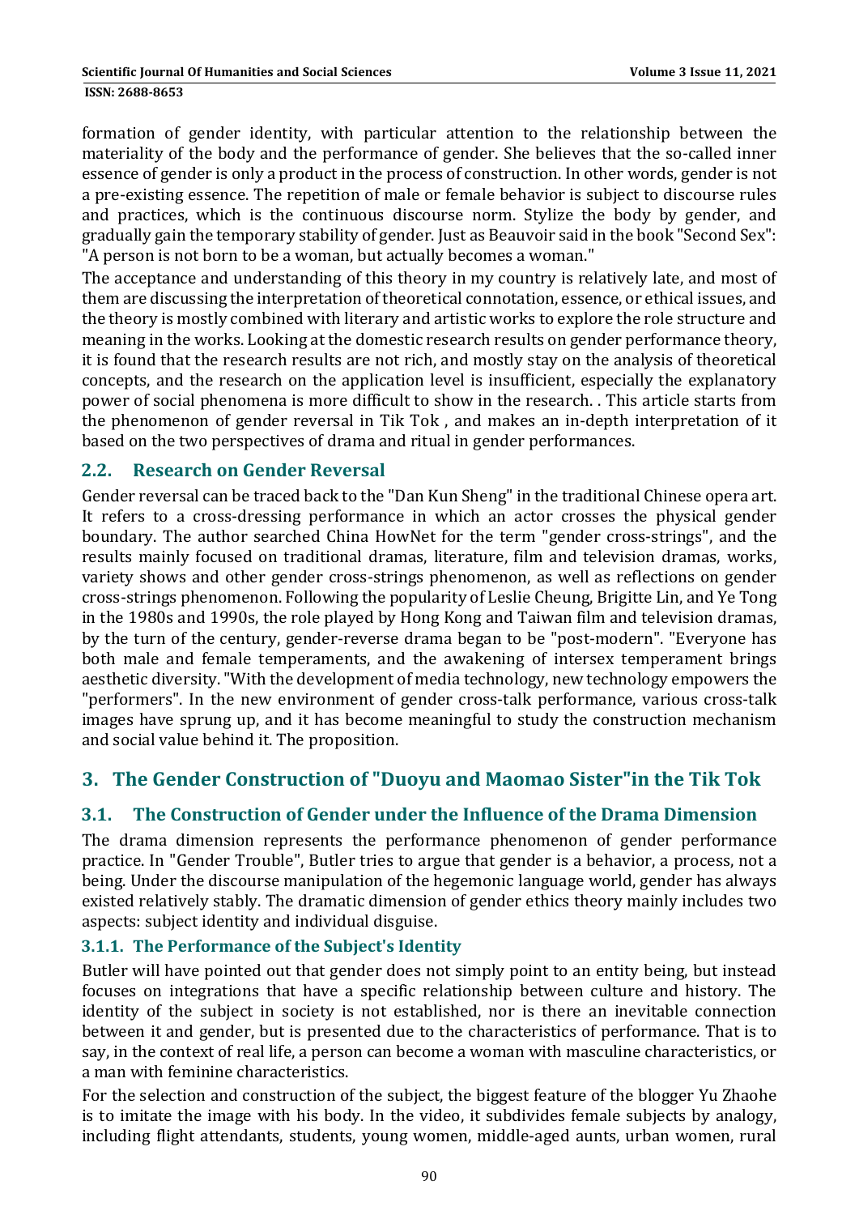formation of gender identity, with particular attention to the relationship between the materiality of the body and the performance of gender. She believes that the so-called inner essence of gender is only a product in the process of construction. In other words, gender is not a pre-existing essence. The repetition of male or female behavior is subject to discourse rules and practices, which is the continuous discourse norm. Stylize the body by gender, and gradually gain the temporary stability of gender. Just as Beauvoir said in the book "Second Sex": "A person is not born to be a woman, but actually becomes a woman."

The acceptance and understanding of this theory in my country is relatively late, and most of them are discussing the interpretation of theoretical connotation, essence, or ethical issues, and the theory is mostly combined with literary and artistic works to explore the role structure and meaning in the works. Looking at the domestic research results on gender performance theory, it is found that the research results are not rich, and mostly stay on the analysis of theoretical concepts, and the research on the application level is insufficient, especially the explanatory power of social phenomena is more difficult to show in the research. . This article starts from the phenomenon of gender reversal in Tik Tok , and makes an in-depth interpretation of it based on the two perspectives of drama and ritual in gender performances.

## 2.2. Research on Gender Reversal

Gender reversal can be traced back to the "Dan Kun Sheng" in the traditional Chinese opera art. It refers to a cross-dressing performance in which an actor crosses the physical gender boundary. The author searched China HowNet for the term "gender cross-strings", and the results mainly focused on traditional dramas, literature, film and television dramas, works, variety shows and other gender cross-strings phenomenon, as well as reflections on gender cross-strings phenomenon. Following the popularity of Leslie Cheung, Brigitte Lin, and Ye Tong in the 1980s and 1990s, the role played by Hong Kong and Taiwan film and television dramas, by the turn of the century, gender-reverse drama began to be "post-modern". "Everyone has both male and female temperaments, and the awakening of intersex temperament brings aesthetic diversity. "With the development of media technology, new technology empowers the "performers". In the new environment of gender cross-talk performance, various cross-talk images have sprung up, and it has become meaningful to study the construction mechanism and social value behind it. The proposition.

# 3. The Gender Construction of "Duoyu and Maomao Sister"in the Tik Tok

## 3.1. The Construction of Gender under the Influence of the Drama Dimension

The drama dimension represents the performance phenomenon of gender performance practice. In "Gender Trouble", Butler tries to argue that gender is a behavior, a process, not a being. Under the discourse manipulation of the hegemonic language world, gender has always existed relatively stably. The dramatic dimension of gender ethics theory mainly includes two aspects: subject identity and individual disguise.

### 3.1.1. The Performance of the Subject's Identity

Butler will have pointed out that gender does not simply point to an entity being, but instead focuses on integrations that have a specific relationship between culture and history. The identity of the subject in society is not established, nor is there an inevitable connection between it and gender, but is presented due to the characteristics of performance. That is to say, in the context of real life, a person can become a woman with masculine characteristics, or a man with feminine characteristics.

For the selection and construction of the subject, the biggest feature of the blogger Yu Zhaohe is to imitate the image with his body. In the video, it subdivides female subjects by analogy, including flight attendants, students, young women, middle-aged aunts, urban women, rural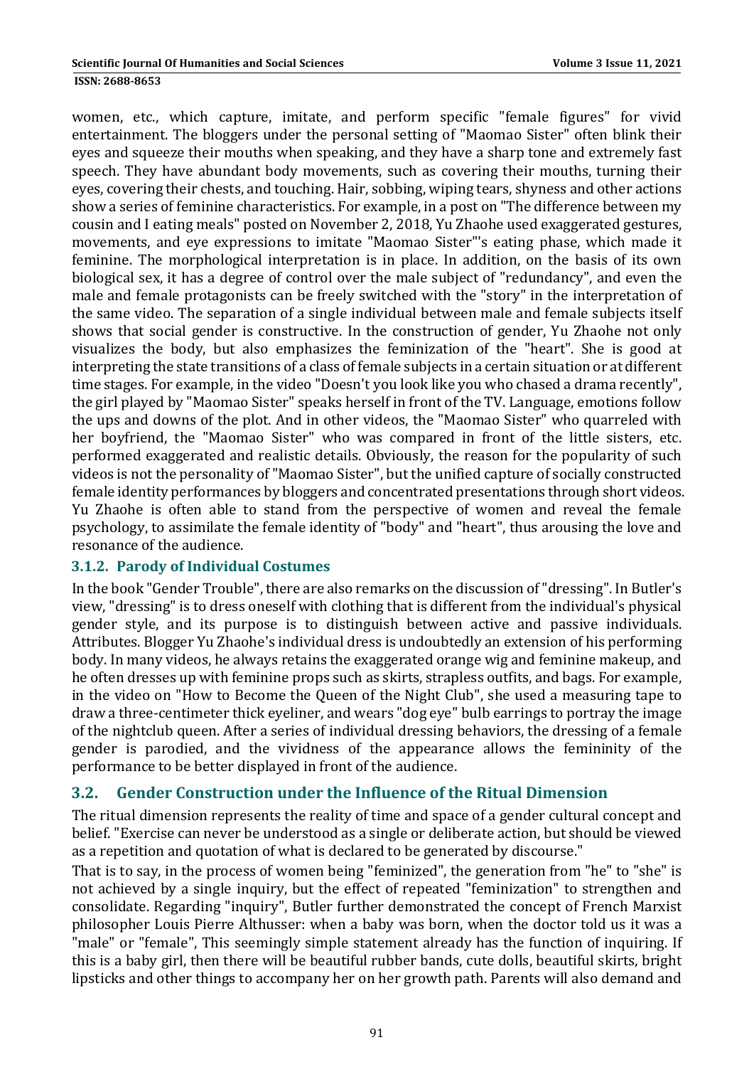women, etc., which capture, imitate, and perform specific "female figures" for vivid entertainment. The bloggers under the personal setting of "Maomao Sister" often blink their eyes and squeeze their mouths when speaking, and they have a sharp tone and extremely fast speech. They have abundant body movements, such as covering their mouths, turning their eyes, covering their chests, and touching. Hair, sobbing, wiping tears, shyness and other actions show a series of feminine characteristics. For example, in a post on "The difference between my cousin and I eating meals" posted on November 2, 2018, Yu Zhaohe used exaggerated gestures, movements, and eye expressions to imitate "Maomao Sister"'s eating phase, which made it feminine. The morphological interpretation is in place. In addition, on the basis of its own biological sex, it has a degree of control over the male subject of "redundancy", and even the male and female protagonists can be freely switched with the "story" in the interpretation of the same video. The separation of a single individual between male and female subjects itself shows that social gender is constructive. In the construction of gender, Yu Zhaohe not only visualizes the body, but also emphasizes the feminization of the "heart". She is good at interpreting the state transitions of a class of female subjects in a certain situation or at different time stages. For example, in the video "Doesn't you look like you who chased a drama recently", the girl played by "Maomao Sister" speaks herself in front of the TV. Language, emotions follow the ups and downs of the plot. And in other videos, the "Maomao Sister" who quarreled with her boyfriend, the "Maomao Sister" who was compared in front of the little sisters, etc. performed exaggerated and realistic details. Obviously, the reason for the popularity of such videos is not the personality of "Maomao Sister", but the unified capture of socially constructed female identity performances by bloggers and concentrated presentations through short videos. Yu Zhaohe is often able to stand from the perspective of women and reveal the female psychology, to assimilate the female identity of "body" and "heart", thus arousing the love and resonance of the audience.

### 3.1.2. Parody of Individual Costumes

In the book "Gender Trouble", there are also remarks on the discussion of "dressing". In Butler's view, "dressing" is to dress oneself with clothing that is different from the individual's physical gender style, and its purpose is to distinguish between active and passive individuals. Attributes. Blogger Yu Zhaohe's individual dress is undoubtedly an extension of his performing body. In many videos, he always retains the exaggerated orange wig and feminine makeup, and he often dresses up with feminine props such as skirts, strapless outfits, and bags. For example, in the video on "How to Become the Queen of the Night Club", she used a measuring tape to draw a three-centimeter thick eyeliner, and wears "dog eye" bulb earrings to portray the image of the nightclub queen. After a series of individual dressing behaviors, the dressing of a female gender is parodied, and the vividness of the appearance allows the femininity of the performance to be better displayed in front of the audience.

## 3.2. Gender Construction under the Influence of the Ritual Dimension

The ritual dimension represents the reality of time and space of a gender cultural concept and belief. "Exercise can never be understood as a single or deliberate action, but should be viewed as a repetition and quotation of what is declared to be generated by discourse."

That is to say, in the process of women being "feminized", the generation from "he" to "she" is not achieved by a single inquiry, but the effect of repeated "feminization" to strengthen and consolidate. Regarding "inquiry", Butler further demonstrated the concept of French Marxist philosopher Louis Pierre Althusser: when a baby was born, when the doctor told us it was a "male" or "female", This seemingly simple statement already has the function of inquiring. If this is a baby girl, then there will be beautiful rubber bands, cute dolls, beautiful skirts, bright lipsticks and other things to accompany her on her growth path. Parents will also demand and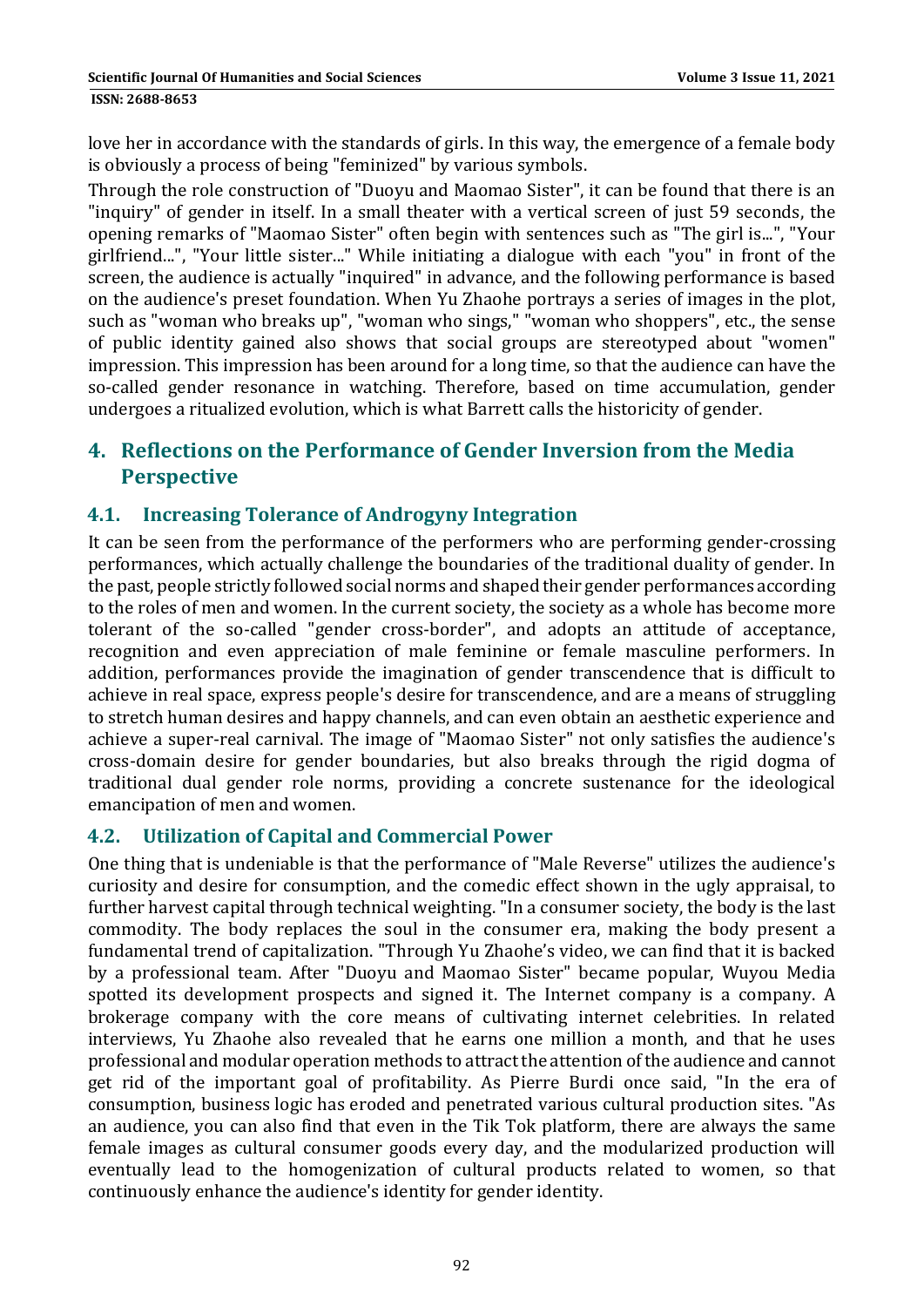love her in accordance with the standards of girls. In this way, the emergence of a female body is obviously a process of being "feminized" by various symbols.

Through the role construction of "Duoyu and Maomao Sister", it can be found that there is an "inquiry" of gender in itself. In a small theater with a vertical screen of just 59 seconds, the opening remarks of "Maomao Sister" often begin with sentences such as "The girl is...", "Your girlfriend...", "Your little sister..." While initiating a dialogue with each "you" in front of the screen, the audience is actually "inquired" in advance, and the following performance is based on the audience's preset foundation. When Yu Zhaohe portrays a series of images in the plot, such as "woman who breaks up", "woman who sings," "woman who shoppers", etc., the sense of public identity gained also shows that social groups are stereotyped about "women" impression. This impression has been around for a long time, so that the audience can have the so-called gender resonance in watching. Therefore, based on time accumulation, gender undergoes a ritualized evolution, which is what Barrett calls the historicity of gender.

## 4. Reflections on the Performance of Gender Inversion from the Media Perspective

### 4.1. Increasing Tolerance of Androgyny Integration

It can be seen from the performance of the performers who are performing gender-crossing performances, which actually challenge the boundaries of the traditional duality of gender. In the past, people strictly followed social norms and shaped their gender performances according to the roles of men and women. In the current society, the society as a whole has become more tolerant of the so-called "gender cross-border", and adopts an attitude of acceptance, recognition and even appreciation of male feminine or female masculine performers. In addition, performances provide the imagination of gender transcendence that is difficult to achieve in real space, express people's desire for transcendence, and are a means of struggling to stretch human desires and happy channels, and can even obtain an aesthetic experience and achieve a super-real carnival. The image of "Maomao Sister" not only satisfies the audience's cross-domain desire for gender boundaries, but also breaks through the rigid dogma of traditional dual gender role norms, providing a concrete sustenance for the ideological emancipation of men and women.

### 4.2. Utilization of Capital and Commercial Power

One thing that is undeniable is that the performance of "Male Reverse" utilizes the audience's curiosity and desire for consumption, and the comedic effect shown in the ugly appraisal, to further harvest capital through technical weighting. "In a consumer society, the body is the last commodity. The body replaces the soul in the consumer era, making the body present a fundamental trend of capitalization. "Through Yu Zhaohe's video, we can find that it is backed by a professional team. After "Duoyu and Maomao Sister" became popular, Wuyou Media spotted its development prospects and signed it. The Internet company is a company. A brokerage company with the core means of cultivating internet celebrities. In related interviews, Yu Zhaohe also revealed that he earns one million a month, and that he uses professional and modular operation methods to attract the attention of the audience and cannot get rid of the important goal of profitability. As Pierre Burdi once said, "In the era of consumption, business logic has eroded and penetrated various cultural production sites. "As an audience, you can also find that even in the Tik Tok platform, there are always the same female images as cultural consumer goods every day, and the modularized production will eventually lead to the homogenization of cultural products related to women, so that continuously enhance the audience's identity for gender identity.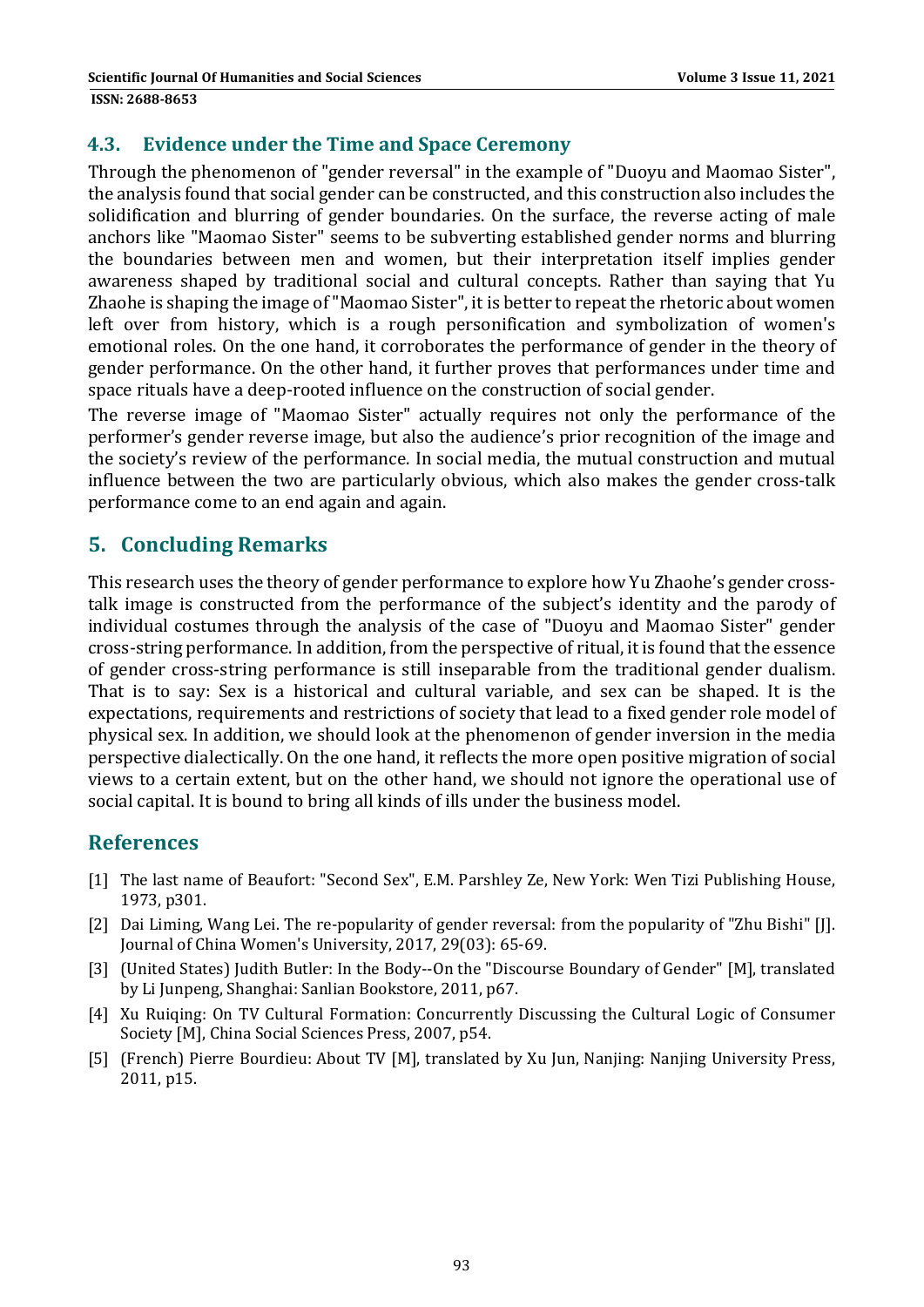## 4.3. Evidence under the Time and Space Ceremony

Through the phenomenon of "gender reversal" in the example of "Duoyu and Maomao Sister", the analysis found that social gender can be constructed, and this construction also includes the solidification and blurring of gender boundaries. On the surface, the reverse acting of male anchors like "Maomao Sister" seems to be subverting established gender norms and blurring the boundaries between men and women, but their interpretation itself implies gender awareness shaped by traditional social and cultural concepts. Rather than saying that Yu Zhaohe is shaping the image of "Maomao Sister", it is better to repeat the rhetoric about women left over from history, which is a rough personification and symbolization of women's emotional roles. On the one hand, it corroborates the performance of gender in the theory of gender performance. On the other hand, it further proves that performances under time and space rituals have a deep-rooted influence on the construction of social gender.

The reverse image of "Maomao Sister" actually requires not only the performance of the performer's gender reverse image, but also the audience's prior recognition of the image and the society's review of the performance. In social media, the mutual construction and mutual influence between the two are particularly obvious, which also makes the gender cross-talk performance come to an end again and again.

# 5. Concluding Remarks

This research uses the theory of gender performance to explore how Yu Zhaohe's gender cross-talk image is constructed from the performance of the subject's identity and the parody of individual costumes through the analysis of the case of "Duoyu and Maomao Sister" gender cross-string performance. In addition, from the perspective of ritual, it is found that the essence of gender cross-string performance is still inseparable from the traditional gender dualism. That is to say: Sex is a historical and cultural variable, and sex can be shaped. It is the expectations, requirements and restrictions of society that lead to a fixed gender role model of physical sex. In addition, we should look at the phenomenon of gender inversion in the media perspective dialectically. On the one hand, it reflects the more open positive migration of social views to a certain extent, but on the other hand, we should not ignore the operational use of social capital. It is bound to bring all kinds of ills under the business model.

# References

[1] The last name of Beaufort: "Second Sex", E.M. Parshley Ze, New York: Wen Tizi Publishing House, 1973, p301.

[2] Dai Liming, Wang Lei. The re-popularity of gender reversal: from the popularity of "Zhu Bishi" [J]. Journal of China Women's University, 2017, 29(03): 65-69.

[3] (United States) Judith Butler: In the Body--On the "Discourse Boundary of Gender" [M], translated by Li Junpeng, Shanghai: Sanlian Bookstore, 2011, p67.

[4] Xu Ruiqing: On TV Cultural Formation: Concurrently Discussing the Cultural Logic of Consumer Society [M], China Social Sciences Press, 2007, p54.

[5] (French) Pierre Bourdieu: About TV [M], translated by Xu Jun, Nanjing: Nanjing University Press, 2011, p15.